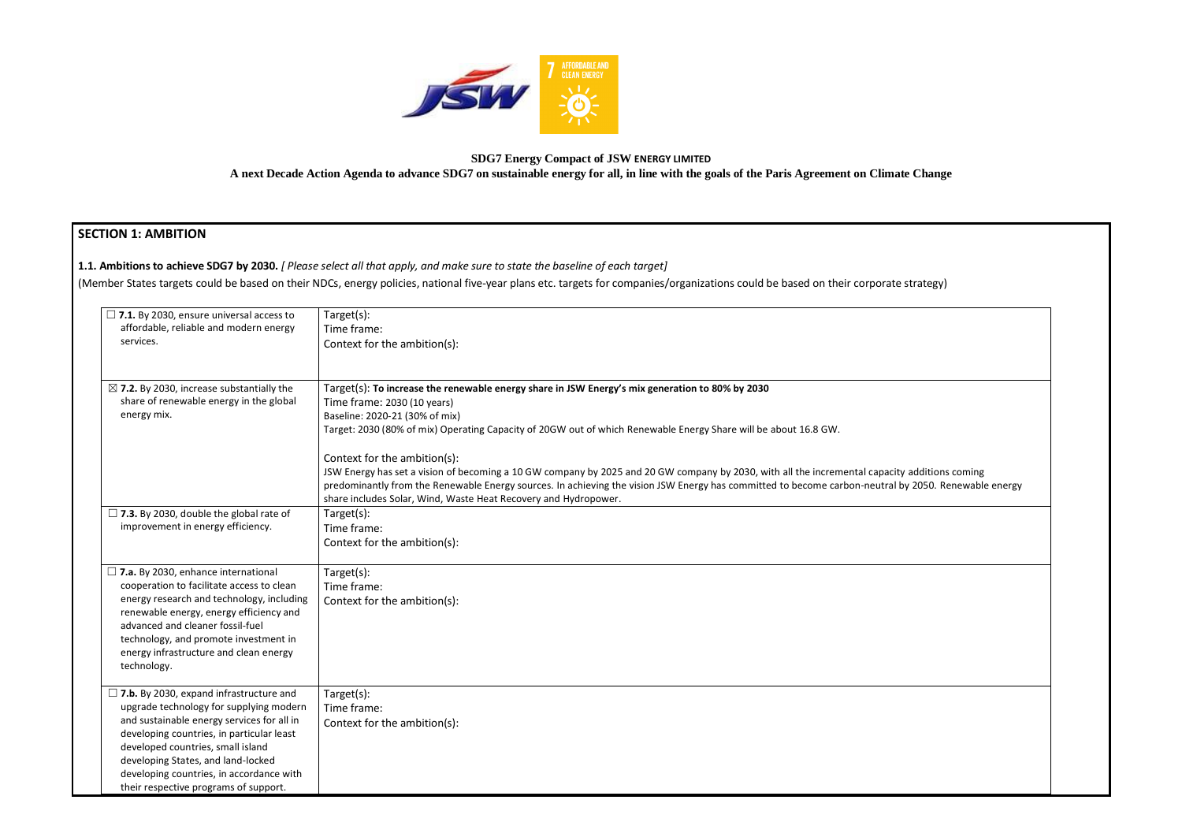**SDG7 Energy Compact of JSW ENERGY LIMITED**

**A next Decade Action Agenda to advance SDG7 on sustainable energy for all, in line with the goals of the Paris Agreement on Climate Change**

## SECTION 1: AMBITION

**1.1. Ambitions to achieve SDG7 by 2030.** *[ Please select all that apply, and make sure to state the baseline of each target]*

(Member States targets could be based on their NDCs, energy policies, national five-year plans etc. targets for companies/organizations could be based on their corporate strategy)

| | |
|---|---|
| ☐ **7.1.** By 2030, ensure universal access to affordable, reliable and modern energy services. | Target(s):<br>Time frame:<br>Context for the ambition(s): |
| ☒ **7.2.** By 2030, increase substantially the share of renewable energy in the global energy mix. | Target(s): **To increase the renewable energy share in JSW Energy's mix generation to 80% by 2030**<br>Time frame: 2030 (10 years)<br>Baseline: 2020-21 (30% of mix)<br>Target: 2030 (80% of mix) Operating Capacity of 20GW out of which Renewable Energy Share will be about 16.8 GW.<br><br>Context for the ambition(s):<br>JSW Energy has set a vision of becoming a 10 GW company by 2025 and 20 GW company by 2030, with all the incremental capacity additions coming predominantly from the Renewable Energy sources. In achieving the vision JSW Energy has committed to become carbon-neutral by 2050. Renewable energy share includes Solar, Wind, Waste Heat Recovery and Hydropower. |
| ☐ **7.3.** By 2030, double the global rate of improvement in energy efficiency. | Target(s):<br>Time frame:<br>Context for the ambition(s): |
| ☐ **7.a.** By 2030, enhance international cooperation to facilitate access to clean energy research and technology, including renewable energy, energy efficiency and advanced and cleaner fossil-fuel technology, and promote investment in energy infrastructure and clean energy technology. | Target(s):<br>Time frame:<br>Context for the ambition(s): |
| ☐ **7.b.** By 2030, expand infrastructure and upgrade technology for supplying modern and sustainable energy services for all in developing countries, in particular least developed countries, small island developing States, and land-locked developing countries, in accordance with their respective programs of support. | Target(s):<br>Time frame:<br>Context for the ambition(s): |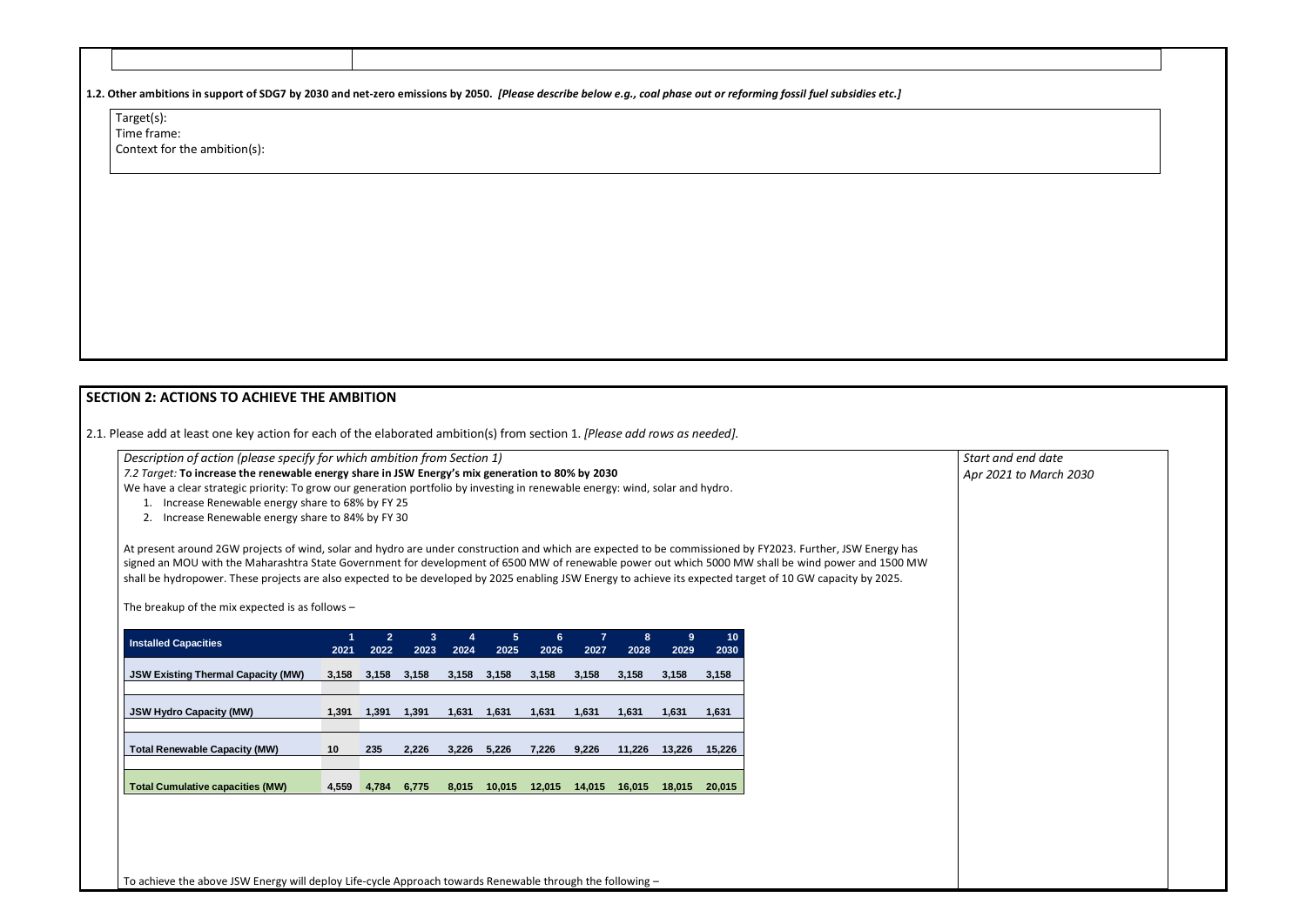**1.2. Other ambitions in support of SDG7 by 2030 and net-zero emissions by 2050.** *[Please describe below e.g., coal phase out or reforming fossil fuel subsidies etc.]*

Target(s):
Time frame:
Context for the ambition(s):

## SECTION 2: ACTIONS TO ACHIEVE THE AMBITION

2.1. Please add at least one key action for each of the elaborated ambition(s) from section 1. *[Please add rows as needed].*

*Description of action (please specify for which ambition from Section 1)*

*Start and end date*
*Apr 2021 to March 2030*

*7.2 Target:* **To increase the renewable energy share in JSW Energy's mix generation to 80% by 2030**

We have a clear strategic priority: To grow our generation portfolio by investing in renewable energy: wind, solar and hydro.

1. Increase Renewable energy share to 68% by FY 25
2. Increase Renewable energy share to 84% by FY 30

At present around 2GW projects of wind, solar and hydro are under construction and which are expected to be commissioned by FY2023. Further, JSW Energy has signed an MOU with the Maharashtra State Government for development of 6500 MW of renewable power out which 5000 MW shall be wind power and 1500 MW shall be hydropower. These projects are also expected to be developed by 2025 enabling JSW Energy to achieve its expected target of 10 GW capacity by 2025.

The breakup of the mix expected is as follows –

| Installed Capacities | 1<br>2021 | 2<br>2022 | 3<br>2023 | 4<br>2024 | 5<br>2025 | 6<br>2026 | 7<br>2027 | 8<br>2028 | 9<br>2029 | 10<br>2030 |
|---|---|---|---|---|---|---|---|---|---|---|
| JSW Existing Thermal Capacity (MW) | 3,158 | 3,158 | 3,158 | 3,158 | 3,158 | 3,158 | 3,158 | 3,158 | 3,158 | 3,158 |
| JSW Hydro Capacity (MW) | 1,391 | 1,391 | 1,391 | 1,631 | 1,631 | 1,631 | 1,631 | 1,631 | 1,631 | 1,631 |
| Total Renewable Capacity (MW) | 10 | 235 | 2,226 | 3,226 | 5,226 | 7,226 | 9,226 | 11,226 | 13,226 | 15,226 |
| Total Cumulative capacities (MW) | 4,559 | 4,784 | 6,775 | 8,015 | 10,015 | 12,015 | 14,015 | 16,015 | 18,015 | 20,015 |

To achieve the above JSW Energy will deploy Life-cycle Approach towards Renewable through the following –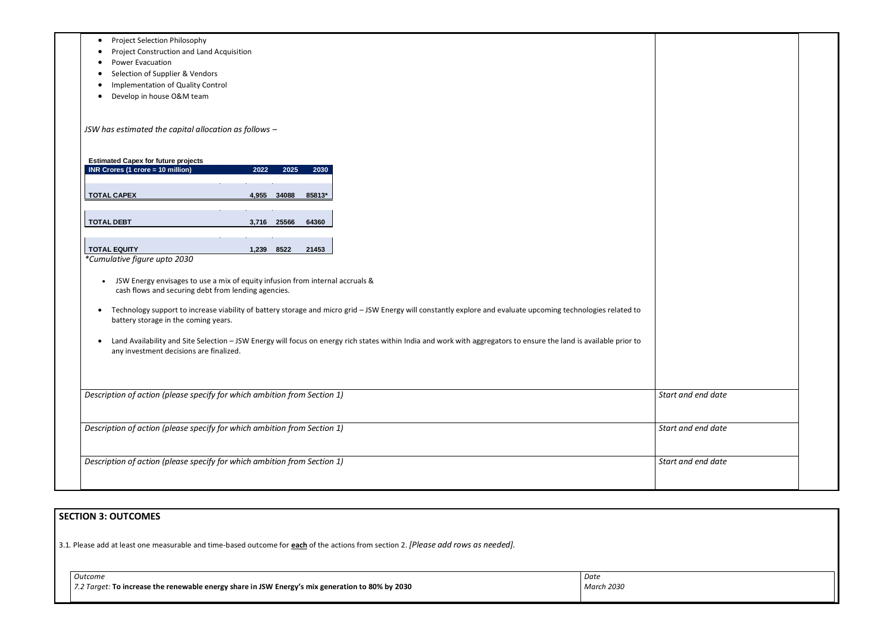- Project Selection Philosophy
- Project Construction and Land Acquisition
- Power Evacuation
- Selection of Supplier & Vendors
- Implementation of Quality Control
- Develop in house O&M team

*JSW has estimated the capital allocation as follows –*

**Estimated Capex for future projects**

| INR Crores (1 crore = 10 million) | 2022 | 2025 | 2030 |
|---|---|---|---|
| TOTAL CAPEX | 4,955 | 34088 | 85813* |
| TOTAL DEBT | 3,716 | 25566 | 64360 |
| TOTAL EQUITY | 1,239 | 8522 | 21453 |

*\*Cumulative figure upto 2030*

- JSW Energy envisages to use a mix of equity infusion from internal accruals & cash flows and securing debt from lending agencies.
- Technology support to increase viability of battery storage and micro grid – JSW Energy will constantly explore and evaluate upcoming technologies related to battery storage in the coming years.
- Land Availability and Site Selection – JSW Energy will focus on energy rich states within India and work with aggregators to ensure the land is available prior to any investment decisions are finalized.

| *Description of action (please specify for which ambition from Section 1)* | *Start and end date* |
|---|---|
| *Description of action (please specify for which ambition from Section 1)* | *Start and end date* |
| *Description of action (please specify for which ambition from Section 1)* | *Start and end date* |

## SECTION 3: OUTCOMES

3.1. Please add at least one measurable and time-based outcome for **each** of the actions from section 2. *[Please add rows as needed].*

| *Outcome* | *Date* |
|---|---|
| *7.2 Target:* **To increase the renewable energy share in JSW Energy's mix generation to 80% by 2030** | *March 2030* |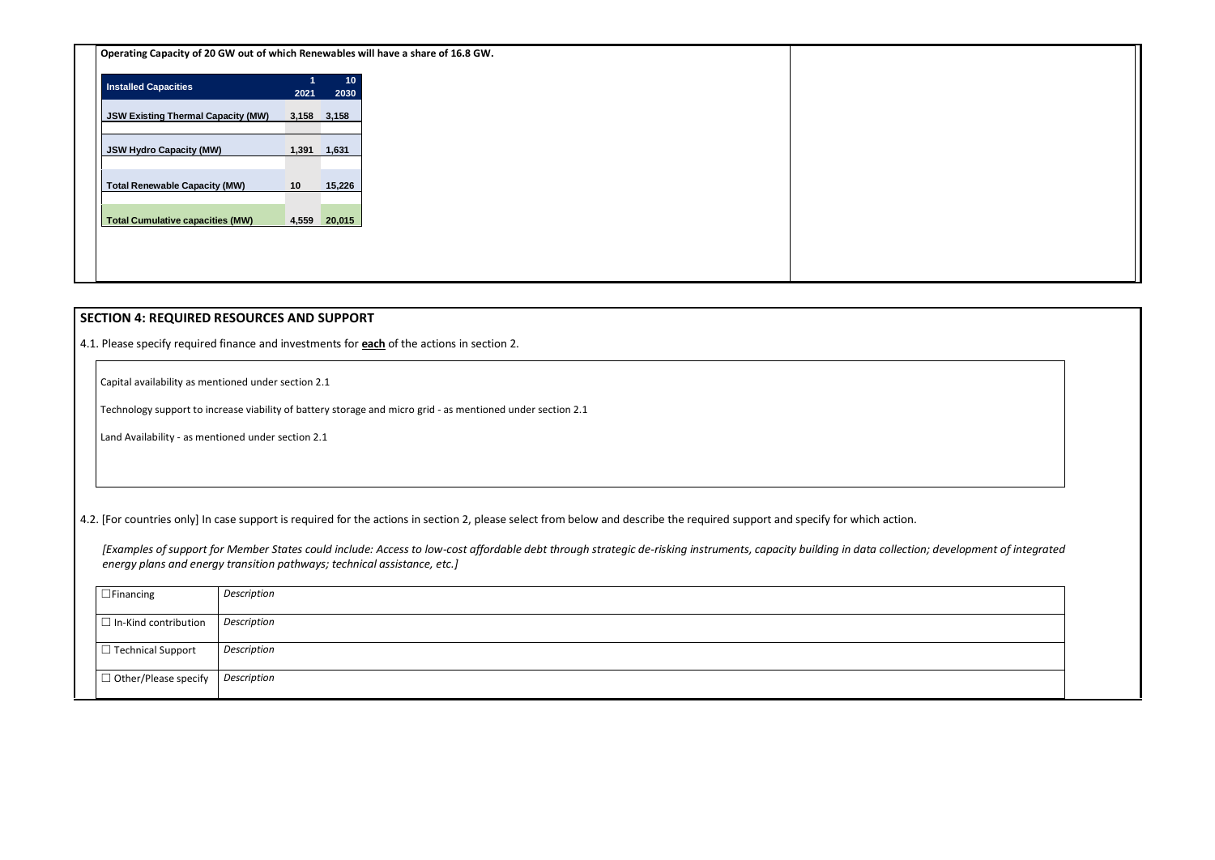**Operating Capacity of 20 GW out of which Renewables will have a share of 16.8 GW.**

| Installed Capacities | 1<br>2021 | 10<br>2030 |
|---|---|---|
| JSW Existing Thermal Capacity (MW) | 3,158 | 3,158 |
| JSW Hydro Capacity (MW) | 1,391 | 1,631 |
| Total Renewable Capacity (MW) | 10 | 15,226 |
| Total Cumulative capacities (MW) | 4,559 | 20,015 |

## SECTION 4: REQUIRED RESOURCES AND SUPPORT

4.1. Please specify required finance and investments for **each** of the actions in section 2.

Capital availability as mentioned under section 2.1

Technology support to increase viability of battery storage and micro grid - as mentioned under section 2.1

Land Availability - as mentioned under section 2.1

4.2. [For countries only] In case support is required for the actions in section 2, please select from below and describe the required support and specify for which action.

*[Examples of support for Member States could include: Access to low-cost affordable debt through strategic de-risking instruments, capacity building in data collection; development of integrated energy plans and energy transition pathways; technical assistance, etc.]*

| | |
|---|---|
| ☐ Financing | *Description* |
| ☐ In-Kind contribution | *Description* |
| ☐ Technical Support | *Description* |
| ☐ Other/Please specify | *Description* |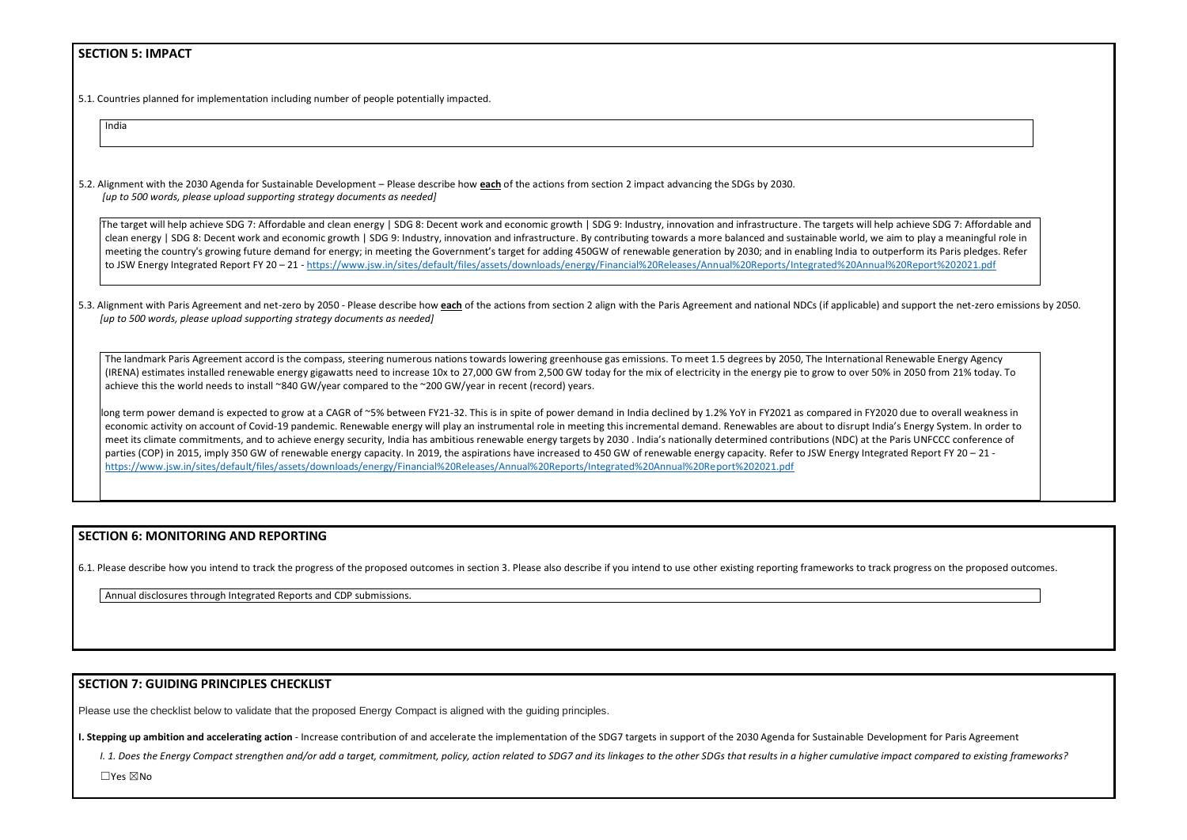## SECTION 5: IMPACT

5.1. Countries planned for implementation including number of people potentially impacted.

India

5.2. Alignment with the 2030 Agenda for Sustainable Development – Please describe how **each** of the actions from section 2 impact advancing the SDGs by 2030.
*[up to 500 words, please upload supporting strategy documents as needed]*

The target will help achieve SDG 7: Affordable and clean energy | SDG 8: Decent work and economic growth | SDG 9: Industry, innovation and infrastructure. The targets will help achieve SDG 7: Affordable and clean energy | SDG 8: Decent work and economic growth | SDG 9: Industry, innovation and infrastructure. By contributing towards a more balanced and sustainable world, we aim to play a meaningful role in meeting the country's growing future demand for energy; in meeting the Government's target for adding 450GW of renewable generation by 2030; and in enabling India to outperform its Paris pledges. Refer to JSW Energy Integrated Report FY 20 – 21 - https://www.jsw.in/sites/default/files/assets/downloads/energy/Financial%20Releases/Annual%20Reports/Integrated%20Annual%20Report%202021.pdf

5.3. Alignment with Paris Agreement and net-zero by 2050 - Please describe how **each** of the actions from section 2 align with the Paris Agreement and national NDCs (if applicable) and support the net-zero emissions by 2050.
*[up to 500 words, please upload supporting strategy documents as needed]*

The landmark Paris Agreement accord is the compass, steering numerous nations towards lowering greenhouse gas emissions. To meet 1.5 degrees by 2050, The International Renewable Energy Agency (IRENA) estimates installed renewable energy gigawatts need to increase 10x to 27,000 GW from 2,500 GW today for the mix of electricity in the energy pie to grow to over 50% in 2050 from 21% today. To achieve this the world needs to install ~840 GW/year compared to the ~200 GW/year in recent (record) years.

long term power demand is expected to grow at a CAGR of ~5% between FY21-32. This is in spite of power demand in India declined by 1.2% YoY in FY2021 as compared in FY2020 due to overall weakness in economic activity on account of Covid-19 pandemic. Renewable energy will play an instrumental role in meeting this incremental demand. Renewables are about to disrupt India's Energy System. In order to meet its climate commitments, and to achieve energy security, India has ambitious renewable energy targets by 2030 . India's nationally determined contributions (NDC) at the Paris UNFCCC conference of parties (COP) in 2015, imply 350 GW of renewable energy capacity. In 2019, the aspirations have increased to 450 GW of renewable energy capacity. Refer to JSW Energy Integrated Report FY 20 – 21 - https://www.jsw.in/sites/default/files/assets/downloads/energy/Financial%20Releases/Annual%20Reports/Integrated%20Annual%20Report%202021.pdf

## SECTION 6: MONITORING AND REPORTING

6.1. Please describe how you intend to track the progress of the proposed outcomes in section 3. Please also describe if you intend to use other existing reporting frameworks to track progress on the proposed outcomes.

Annual disclosures through Integrated Reports and CDP submissions.

## SECTION 7: GUIDING PRINCIPLES CHECKLIST

Please use the checklist below to validate that the proposed Energy Compact is aligned with the guiding principles.

**I. Stepping up ambition and accelerating action** - Increase contribution of and accelerate the implementation of the SDG7 targets in support of the 2030 Agenda for Sustainable Development for Paris Agreement

*I. 1. Does the Energy Compact strengthen and/or add a target, commitment, policy, action related to SDG7 and its linkages to the other SDGs that results in a higher cumulative impact compared to existing frameworks?*

☐Yes ☒No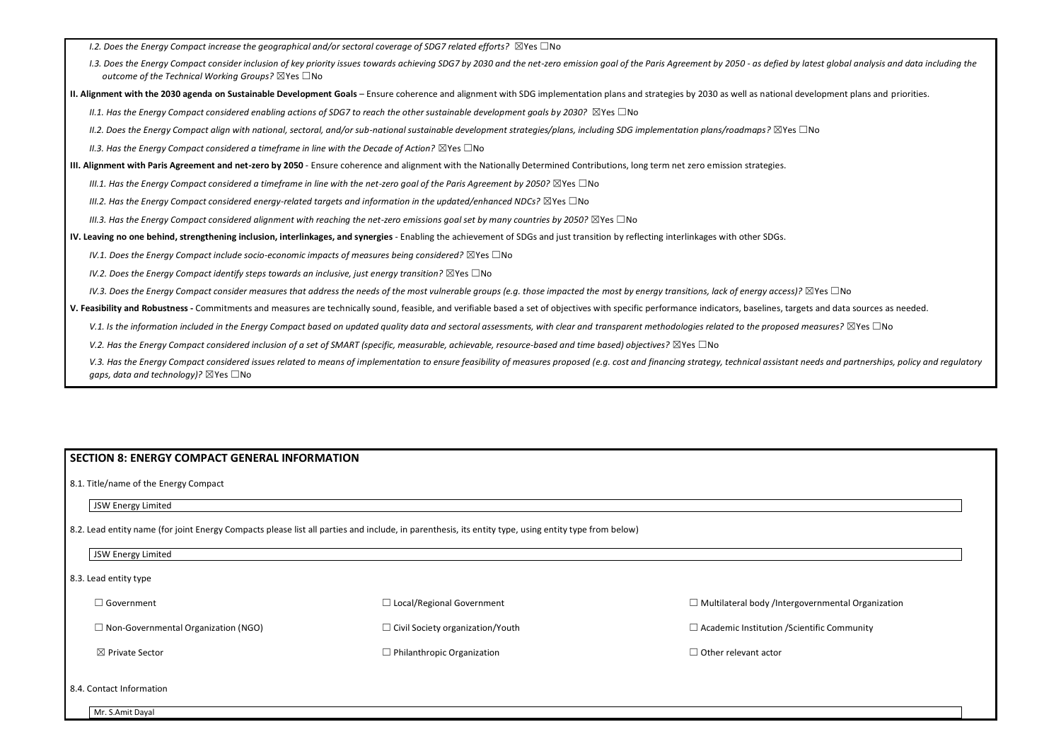*I.2. Does the Energy Compact increase the geographical and/or sectoral coverage of SDG7 related efforts?* ☒Yes ☐No

*I.3. Does the Energy Compact consider inclusion of key priority issues towards achieving SDG7 by 2030 and the net-zero emission goal of the Paris Agreement by 2050 - as defied by latest global analysis and data including the outcome of the Technical Working Groups?* ☒Yes ☐No

**II. Alignment with the 2030 agenda on Sustainable Development Goals** – Ensure coherence and alignment with SDG implementation plans and strategies by 2030 as well as national development plans and priorities.

*II.1. Has the Energy Compact considered enabling actions of SDG7 to reach the other sustainable development goals by 2030?* ☒Yes ☐No

*II.2. Does the Energy Compact align with national, sectoral, and/or sub-national sustainable development strategies/plans, including SDG implementation plans/roadmaps?* ☒Yes ☐No

*II.3. Has the Energy Compact considered a timeframe in line with the Decade of Action?* ☒Yes ☐No

**III. Alignment with Paris Agreement and net-zero by 2050** - Ensure coherence and alignment with the Nationally Determined Contributions, long term net zero emission strategies.

*III.1. Has the Energy Compact considered a timeframe in line with the net-zero goal of the Paris Agreement by 2050?* ☒Yes ☐No

*III.2. Has the Energy Compact considered energy-related targets and information in the updated/enhanced NDCs?* ☒Yes ☐No

*III.3. Has the Energy Compact considered alignment with reaching the net-zero emissions goal set by many countries by 2050?* ☒Yes ☐No

**IV. Leaving no one behind, strengthening inclusion, interlinkages, and synergies** - Enabling the achievement of SDGs and just transition by reflecting interlinkages with other SDGs.

*IV.1. Does the Energy Compact include socio-economic impacts of measures being considered?* ☒Yes ☐No

*IV.2. Does the Energy Compact identify steps towards an inclusive, just energy transition?* ☒Yes ☐No

*IV.3. Does the Energy Compact consider measures that address the needs of the most vulnerable groups (e.g. those impacted the most by energy transitions, lack of energy access)?* ☒Yes ☐No

**V. Feasibility and Robustness -** Commitments and measures are technically sound, feasible, and verifiable based a set of objectives with specific performance indicators, baselines, targets and data sources as needed.

*V.1. Is the information included in the Energy Compact based on updated quality data and sectoral assessments, with clear and transparent methodologies related to the proposed measures?* ☒Yes ☐No

*V.2. Has the Energy Compact considered inclusion of a set of SMART (specific, measurable, achievable, resource-based and time based) objectives?* ☒Yes ☐No

*V.3. Has the Energy Compact considered issues related to means of implementation to ensure feasibility of measures proposed (e.g. cost and financing strategy, technical assistant needs and partnerships, policy and regulatory gaps, data and technology)?* ☒Yes ☐No

## SECTION 8: ENERGY COMPACT GENERAL INFORMATION

8.1. Title/name of the Energy Compact

JSW Energy Limited

8.2. Lead entity name (for joint Energy Compacts please list all parties and include, in parenthesis, its entity type, using entity type from below)

JSW Energy Limited

8.3. Lead entity type

| | | |
|---|---|---|
| ☐ Government | ☐ Local/Regional Government | ☐ Multilateral body /Intergovernmental Organization |
| ☐ Non-Governmental Organization (NGO) | ☐ Civil Society organization/Youth | ☐ Academic Institution /Scientific Community |
| ☒ Private Sector | ☐ Philanthropic Organization | ☐ Other relevant actor |

8.4. Contact Information

Mr. S.Amit Dayal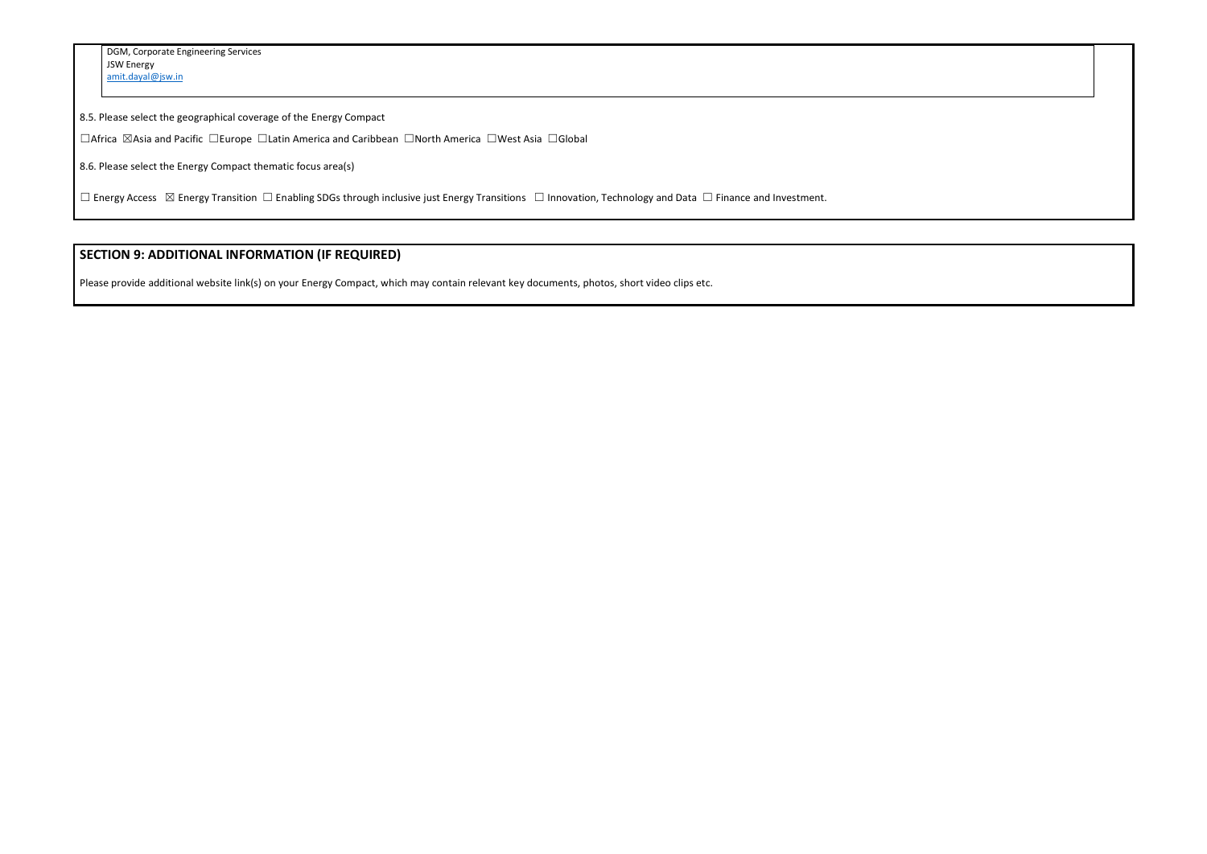DGM, Corporate Engineering Services
JSW Energy
amit.dayal@jsw.in

8.5. Please select the geographical coverage of the Energy Compact

☐Africa ☒Asia and Pacific ☐Europe ☐Latin America and Caribbean ☐North America ☐West Asia ☐Global

8.6. Please select the Energy Compact thematic focus area(s)

☐ Energy Access ☒ Energy Transition ☐ Enabling SDGs through inclusive just Energy Transitions ☐ Innovation, Technology and Data ☐ Finance and Investment.

## SECTION 9: ADDITIONAL INFORMATION (IF REQUIRED)

Please provide additional website link(s) on your Energy Compact, which may contain relevant key documents, photos, short video clips etc.